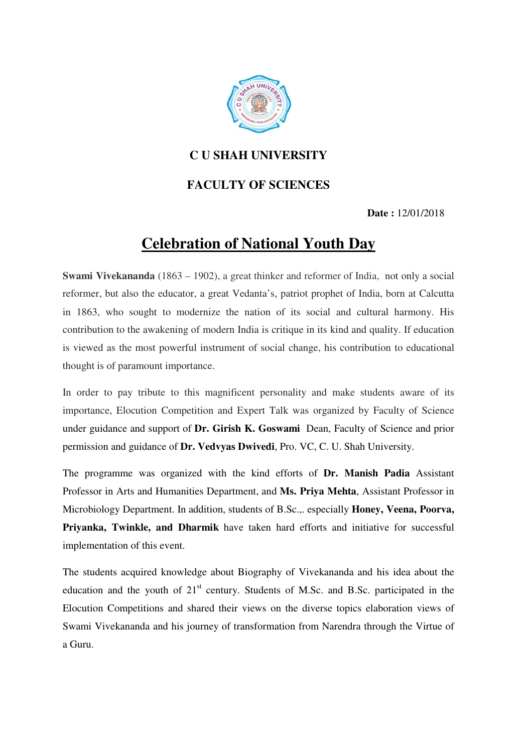**C U SHAH UNIVERSITY**

**FACULTY OF SCIENCES**

**Date :** 12/01/2018

# Celebration of National Youth Day

**Swami Vivekananda** (1863 – 1902), a great thinker and reformer of India, not only a social reformer, but also the educator, a great Vedanta's, patriot prophet of India, born at Calcutta in 1863, who sought to modernize the nation of its social and cultural harmony. His contribution to the awakening of modern India is critique in its kind and quality. If education is viewed as the most powerful instrument of social change, his contribution to educational thought is of paramount importance.

In order to pay tribute to this magnificent personality and make students aware of its importance, Elocution Competition and Expert Talk was organized by Faculty of Science under guidance and support of **Dr. Girish K. Goswami** Dean, Faculty of Science and prior permission and guidance of **Dr. Vedvyas Dwivedi**, Pro. VC, C. U. Shah University.

The programme was organized with the kind efforts of **Dr. Manish Padia** Assistant Professor in Arts and Humanities Department, and **Ms. Priya Mehta**, Assistant Professor in Microbiology Department. In addition, students of B.Sc.,. especially **Honey, Veena, Poorva, Priyanka, Twinkle, and Dharmik** have taken hard efforts and initiative for successful implementation of this event.

The students acquired knowledge about Biography of Vivekananda and his idea about the education and the youth of 21st century. Students of M.Sc. and B.Sc. participated in the Elocution Competitions and shared their views on the diverse topics elaboration views of Swami Vivekananda and his journey of transformation from Narendra through the Virtue of a Guru.